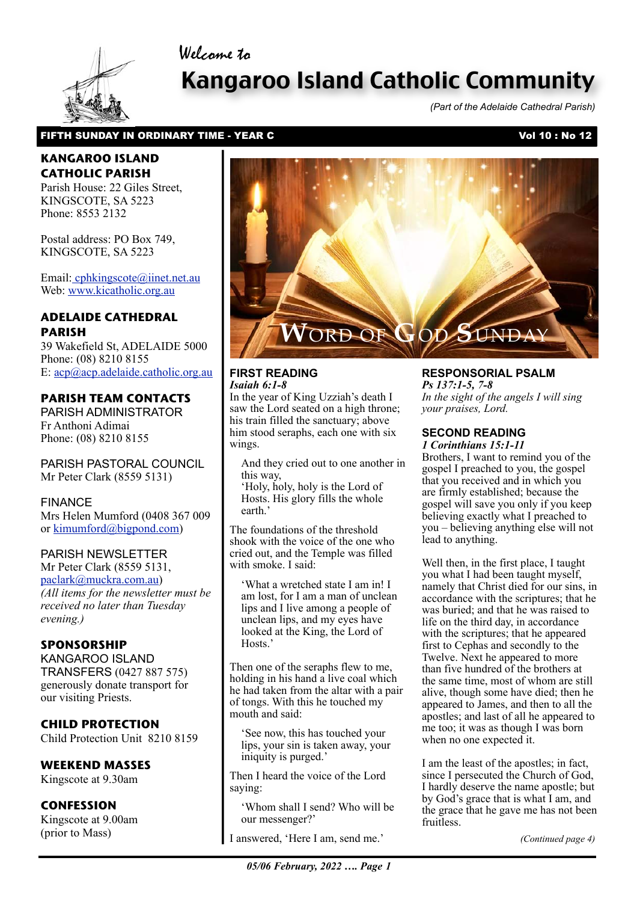Welcome to

# Kangaroo Island Catholic Community

*(Part of the Adelaide Cathedral Parish)*

**FIFTH SUNDAY IN ORDINARY TIME - YEAR C** **Vol 10 : No 12**

### KANGAROO ISLAND CATHOLIC PARISH

Parish House: 22 Giles Street, KINGSCOTE, SA 5223
Phone: 8553 2132

Postal address: PO Box 749, KINGSCOTE, SA 5223

Email: cphkingscote@iinet.net.au
Web: www.kicatholic.org.au

### ADELAIDE CATHEDRAL PARISH

39 Wakefield St, ADELAIDE 5000
Phone: (08) 8210 8155
E: acp@acp.adelaide.catholic.org.au

### PARISH TEAM CONTACTS

PARISH ADMINISTRATOR
Fr Anthoni Adimai
Phone: (08) 8210 8155

PARISH PASTORAL COUNCIL
Mr Peter Clark (8559 5131)

FINANCE
Mrs Helen Mumford (0408 367 009 or kimumford@bigpond.com)

PARISH NEWSLETTER
Mr Peter Clark (8559 5131, paclark@muckra.com.au)
*(All items for the newsletter must be received no later than Tuesday evening.)*

### SPONSORSHIP

KANGAROO ISLAND TRANSFERS (0427 887 575) generously donate transport for our visiting Priests.

### CHILD PROTECTION

Child Protection Unit 8210 8159

### WEEKEND MASSES

Kingscote at 9.30am

### CONFESSION

Kingscote at 9.00am
(prior to Mass)

WORD OF GOD SUNDAY

### FIRST READING

***Isaiah 6:1-8***

In the year of King Uzziah's death I saw the Lord seated on a high throne; his train filled the sanctuary; above him stood seraphs, each one with six wings.

And they cried out to one another in this way,
'Holy, holy, holy is the Lord of Hosts. His glory fills the whole earth.'

The foundations of the threshold shook with the voice of the one who cried out, and the Temple was filled with smoke. I said:

'What a wretched state I am in! I am lost, for I am a man of unclean lips and I live among a people of unclean lips, and my eyes have looked at the King, the Lord of Hosts.'

Then one of the seraphs flew to me, holding in his hand a live coal which he had taken from the altar with a pair of tongs. With this he touched my mouth and said:

'See now, this has touched your lips, your sin is taken away, your iniquity is purged.'

Then I heard the voice of the Lord saying:

'Whom shall I send? Who will be our messenger?'

I answered, 'Here I am, send me.'

### RESPONSORIAL PSALM

***Ps 137:1-5, 7-8***

*In the sight of the angels I will sing your praises, Lord.*

### SECOND READING

***1 Corinthians 15:1-11***

Brothers, I want to remind you of the gospel I preached to you, the gospel that you received and in which you are firmly established; because the gospel will save you only if you keep believing exactly what I preached to you – believing anything else will not lead to anything.

Well then, in the first place, I taught you what I had been taught myself, namely that Christ died for our sins, in accordance with the scriptures; that he was buried; and that he was raised to life on the third day, in accordance with the scriptures; that he appeared first to Cephas and secondly to the Twelve. Next he appeared to more than five hundred of the brothers at the same time, most of whom are still alive, though some have died; then he appeared to James, and then to all the apostles; and last of all he appeared to me too; it was as though I was born when no one expected it.

I am the least of the apostles; in fact, since I persecuted the Church of God, I hardly deserve the name apostle; but by God's grace that is what I am, and the grace that he gave me has not been fruitless.

*(Continued page 4)*

*05/06 February, 2022*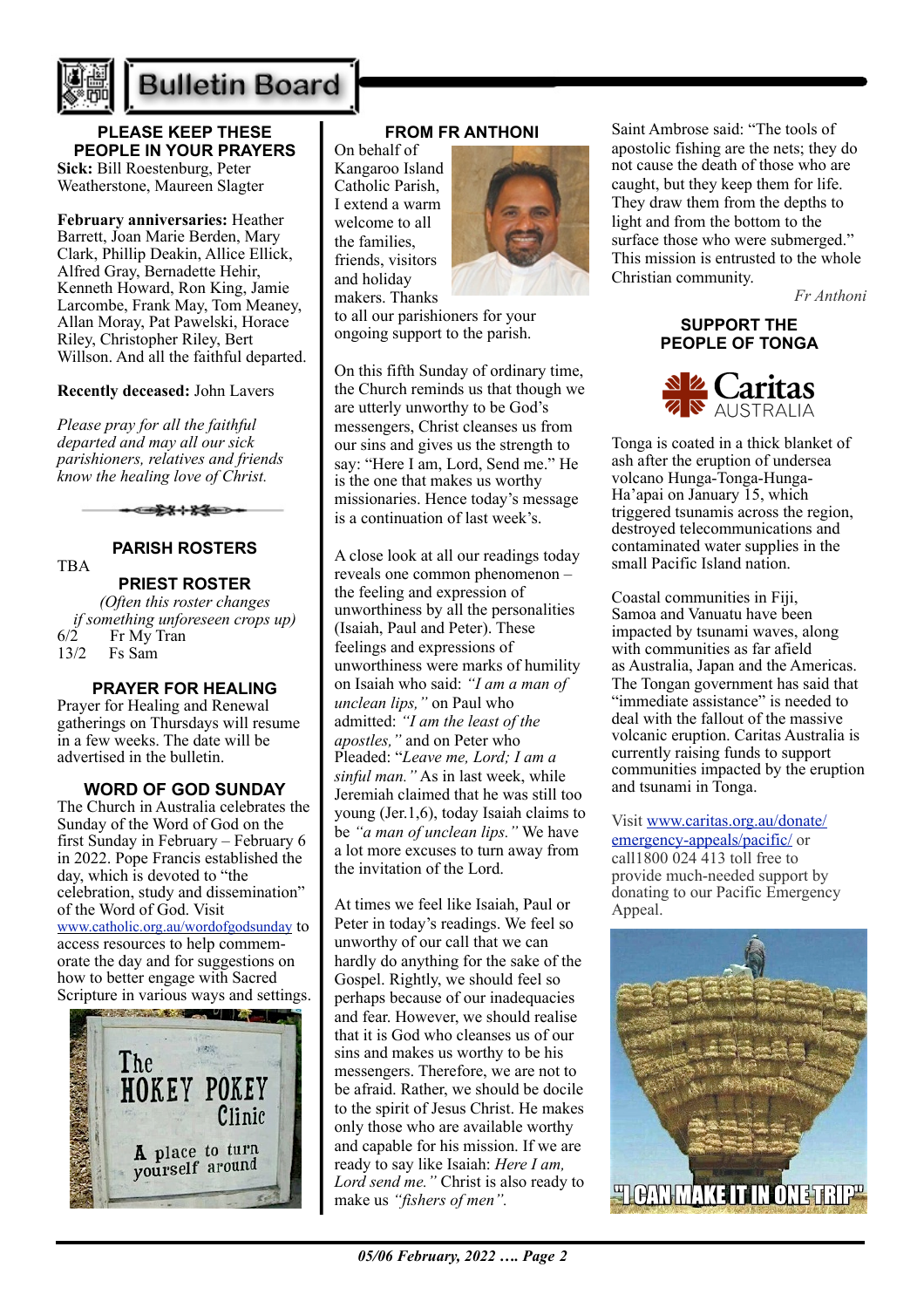# Bulletin Board

## PLEASE KEEP THESE PEOPLE IN YOUR PRAYERS

**Sick:** Bill Roestenburg, Peter Weatherstone, Maureen Slagter

**February anniversaries:** Heather Barrett, Joan Marie Berden, Mary Clark, Phillip Deakin, Allice Ellick, Alfred Gray, Bernadette Hehir, Kenneth Howard, Ron King, Jamie Larcombe, Frank May, Tom Meaney, Allan Moray, Pat Pawelski, Horace Riley, Christopher Riley, Bert Willson. And all the faithful departed.

**Recently deceased:** John Lavers

*Please pray for all the faithful departed and may all our sick parishioners, relatives and friends know the healing love of Christ.*

## PARISH ROSTERS

TBA

## PRIEST ROSTER

*(Often this roster changes if something unforeseen crops up)*

6/2 Fr My Tran
13/2 Fs Sam

## PRAYER FOR HEALING

Prayer for Healing and Renewal gatherings on Thursdays will resume in a few weeks. The date will be advertised in the bulletin.

## WORD OF GOD SUNDAY

The Church in Australia celebrates the Sunday of the Word of God on the first Sunday in February – February 6 in 2022. Pope Francis established the day, which is devoted to "the celebration, study and dissemination" of the Word of God. Visit www.catholic.org.au/wordofgodsunday to access resources to help commemorate the day and for suggestions on how to better engage with Sacred Scripture in various ways and settings.

## FROM FR ANTHONI

On behalf of Kangaroo Island Catholic Parish, I extend a warm welcome to all the families, friends, visitors and holiday makers. Thanks to all our parishioners for your ongoing support to the parish.

On this fifth Sunday of ordinary time, the Church reminds us that though we are utterly unworthy to be God's messengers, Christ cleanses us from our sins and gives us the strength to say: "Here I am, Lord, Send me." He is the one that makes us worthy missionaries. Hence today's message is a continuation of last week's.

A close look at all our readings today reveals one common phenomenon – the feeling and expression of unworthiness by all the personalities (Isaiah, Paul and Peter). These feelings and expressions of unworthiness were marks of humility on Isaiah who said: *"I am a man of unclean lips,"* on Paul who admitted: *"I am the least of the apostles,"* and on Peter who Pleaded: "*Leave me, Lord; I am a sinful man."* As in last week, while Jeremiah claimed that he was still too young (Jer.1,6), today Isaiah claims to be *"a man of unclean lips."* We have a lot more excuses to turn away from the invitation of the Lord.

At times we feel like Isaiah, Paul or Peter in today's readings. We feel so unworthy of our call that we can hardly do anything for the sake of the Gospel. Rightly, we should feel so perhaps because of our inadequacies and fear. However, we should realise that it is God who cleanses us of our sins and makes us worthy to be his messengers. Therefore, we are not to be afraid. Rather, we should be docile to the spirit of Jesus Christ. He makes only those who are available worthy and capable for his mission. If we are ready to say like Isaiah: *Here I am, Lord send me."* Christ is also ready to make us *"fishers of men".*

Saint Ambrose said: "The tools of apostolic fishing are the nets; they do not cause the death of those who are caught, but they keep them for life. They draw them from the depths to light and from the bottom to the surface those who were submerged." This mission is entrusted to the whole Christian community.

*Fr Anthoni*

## SUPPORT THE PEOPLE OF TONGA

Caritas AUSTRALIA

Tonga is coated in a thick blanket of ash after the eruption of undersea volcano Hunga-Tonga-Hunga-Ha'apai on January 15, which triggered tsunamis across the region, destroyed telecommunications and contaminated water supplies in the small Pacific Island nation.

Coastal communities in Fiji, Samoa and Vanuatu have been impacted by tsunami waves, along with communities as far afield as Australia, Japan and the Americas. The Tongan government has said that "immediate assistance" is needed to deal with the fallout of the massive volcanic eruption. Caritas Australia is currently raising funds to support communities impacted by the eruption and tsunami in Tonga.

Visit www.caritas.org.au/donate/emergency-appeals/pacific/ or call1800 024 413 toll free to provide much-needed support by donating to our Pacific Emergency Appeal.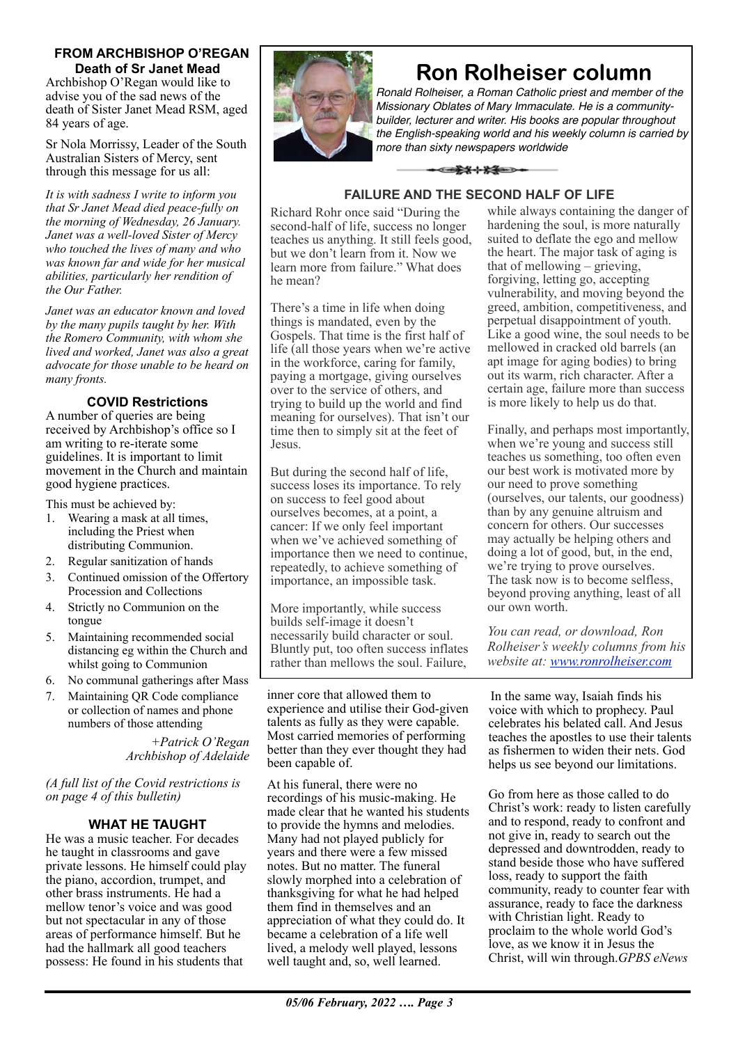## FROM ARCHBISHOP O'REGAN

### Death of Sr Janet Mead

Archbishop O'Regan would like to advise you of the sad news of the death of Sister Janet Mead RSM, aged 84 years of age.

Sr Nola Morrissy, Leader of the South Australian Sisters of Mercy, sent through this message for us all:

*It is with sadness I write to inform you that Sr Janet Mead died peace-fully on the morning of Wednesday, 26 January. Janet was a well-loved Sister of Mercy who touched the lives of many and who was known far and wide for her musical abilities, particularly her rendition of the Our Father.*

*Janet was an educator known and loved by the many pupils taught by her. With the Romero Community, with whom she lived and worked, Janet was also a great advocate for those unable to be heard on many fronts.*

### COVID Restrictions

A number of queries are being received by Archbishop's office so I am writing to re-iterate some guidelines. It is important to limit movement in the Church and maintain good hygiene practices.

This must be achieved by:

1. Wearing a mask at all times, including the Priest when distributing Communion.
2. Regular sanitization of hands
3. Continued omission of the Offertory Procession and Collections
4. Strictly no Communion on the tongue
5. Maintaining recommended social distancing eg within the Church and whilst going to Communion
6. No communal gatherings after Mass
7. Maintaining QR Code compliance or collection of names and phone numbers of those attending

*+Patrick O'Regan*
*Archbishop of Adelaide*

*(A full list of the Covid restrictions is on page 4 of this bulletin)*

# Ron Rolheiser column

*Ronald Rolheiser, a Roman Catholic priest and member of the Missionary Oblates of Mary Immaculate. He is a community-builder, lecturer and writer. His books are popular throughout the English-speaking world and his weekly column is carried by more than sixty newspapers worldwide*

### FAILURE AND THE SECOND HALF OF LIFE

Richard Rohr once said "During the second-half of life, success no longer teaches us anything. It still feels good, but we don't learn from it. Now we learn more from failure." What does he mean?

There's a time in life when doing things is mandated, even by the Gospels. That time is the first half of life (all those years when we're active in the workforce, caring for family, paying a mortgage, giving ourselves over to the service of others, and trying to build up the world and find meaning for ourselves). That isn't our time then to simply sit at the feet of Jesus.

But during the second half of life, success loses its importance. To rely on success to feel good about ourselves becomes, at a point, a cancer: If we only feel important when we've achieved something of importance then we need to continue, repeatedly, to achieve something of importance, an impossible task.

More importantly, while success builds self-image it doesn't necessarily build character or soul. Bluntly put, too often success inflates rather than mellows the soul. Failure, while always containing the danger of hardening the soul, is more naturally suited to deflate the ego and mellow the heart. The major task of aging is that of mellowing – grieving, forgiving, letting go, accepting vulnerability, and moving beyond the greed, ambition, competitiveness, and perpetual disappointment of youth. Like a good wine, the soul needs to be mellowed in cracked old barrels (an apt image for aging bodies) to bring out its warm, rich character. After a certain age, failure more than success is more likely to help us do that.

Finally, and perhaps most importantly, when we're young and success still teaches us something, too often even our best work is motivated more by our need to prove something (ourselves, our talents, our goodness) than by any genuine altruism and concern for others. Our successes may actually be helping others and doing a lot of good, but, in the end, we're trying to prove ourselves. The task now is to become selfless, beyond proving anything, least of all our own worth.

*You can read, or download, Ron Rolheiser's weekly columns from his website at: [www.ronrolheiser.com](http://www.ronrolheiser.com)*

### WHAT HE TAUGHT

He was a music teacher. For decades he taught in classrooms and gave private lessons. He himself could play the piano, accordion, trumpet, and other brass instruments. He had a mellow tenor's voice and was good but not spectacular in any of those areas of performance himself. But he had the hallmark all good teachers possess: He found in his students that inner core that allowed them to experience and utilise their God-given talents as fully as they were capable. Most carried memories of performing better than they ever thought they had been capable of.

At his funeral, there were no recordings of his music-making. He made clear that he wanted his students to provide the hymns and melodies. Many had not played publicly for years and there were a few missed notes. But no matter. The funeral slowly morphed into a celebration of thanksgiving for what he had helped them find in themselves and an appreciation of what they could do. It became a celebration of a life well lived, a melody well played, lessons well taught and, so, well learned.

In the same way, Isaiah finds his voice with which to prophecy. Paul celebrates his belated call. And Jesus teaches the apostles to use their talents as fishermen to widen their nets. God helps us see beyond our limitations.

Go from here as those called to do Christ's work: ready to listen carefully and to respond, ready to confront and not give in, ready to search out the depressed and downtrodden, ready to stand beside those who have suffered loss, ready to support the faith community, ready to counter fear with assurance, ready to face the darkness with Christian light. Ready to proclaim to the whole world God's love, as we know it in Jesus the Christ, will win through.*GPBS eNews*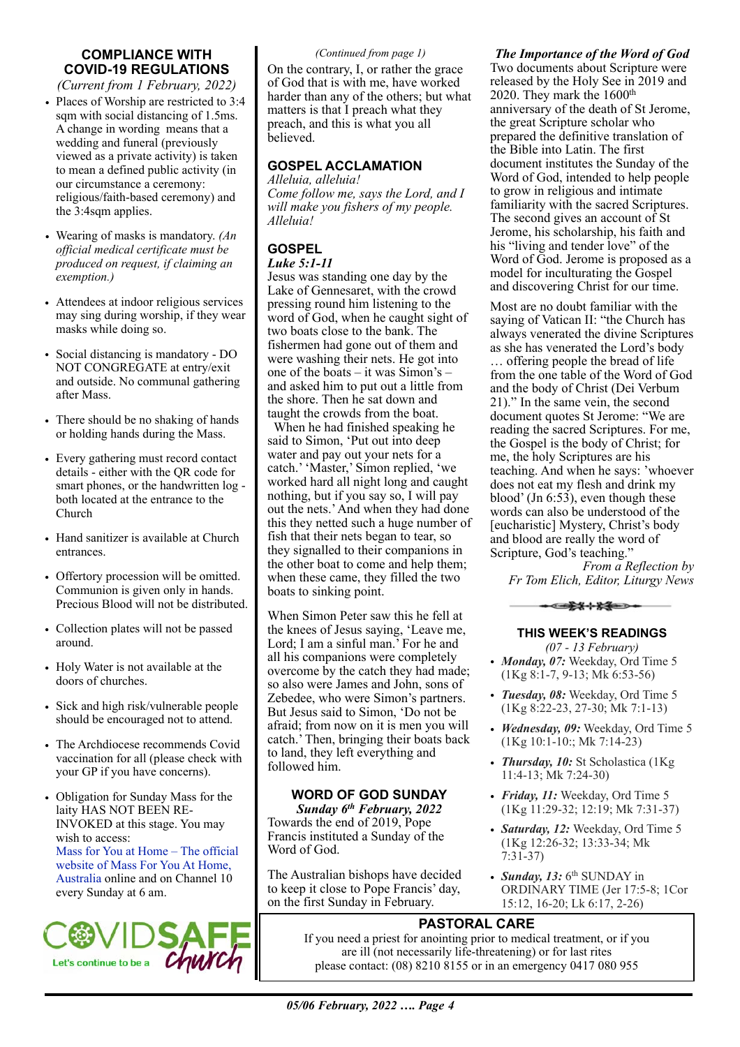## COMPLIANCE WITH COVID-19 REGULATIONS

*(Current from 1 February, 2022)*

- Places of Worship are restricted to 3:4 sqm with social distancing of 1.5ms. A change in wording means that a wedding and funeral (previously viewed as a private activity) is taken to mean a defined public activity (in our circumstance a ceremony: religious/faith-based ceremony) and the 3:4sqm applies.
- Wearing of masks is mandatory. *(An official medical certificate must be produced on request, if claiming an exemption.)*
- Attendees at indoor religious services may sing during worship, if they wear masks while doing so.
- Social distancing is mandatory - DO NOT CONGREGATE at entry/exit and outside. No communal gathering after Mass.
- There should be no shaking of hands or holding hands during the Mass.
- Every gathering must record contact details - either with the QR code for smart phones, or the handwritten log - both located at the entrance to the Church
- Hand sanitizer is available at Church entrances.
- Offertory procession will be omitted. Communion is given only in hands. Precious Blood will not be distributed.
- Collection plates will not be passed around.
- Holy Water is not available at the doors of churches.
- Sick and high risk/vulnerable people should be encouraged not to attend.
- The Archdiocese recommends Covid vaccination for all (please check with your GP if you have concerns).
- Obligation for Sunday Mass for the laity HAS NOT BEEN RE-INVOKED at this stage. You may wish to access: Mass for You at Home – The official website of Mass For You At Home, Australia online and on Channel 10 every Sunday at 6 am.

COVIDSAFE church — Let's continue to be a

*(Continued from page 1)*

On the contrary, I, or rather the grace of God that is with me, have worked harder than any of the others; but what matters is that I preach what they preach, and this is what you all believed.

## GOSPEL ACCLAMATION

*Alleluia, alleluia!*
*Come follow me, says the Lord, and I will make you fishers of my people.*
*Alleluia!*

## GOSPEL

***Luke 5:1-11***

Jesus was standing one day by the Lake of Gennesaret, with the crowd pressing round him listening to the word of God, when he caught sight of two boats close to the bank. The fishermen had gone out of them and were washing their nets. He got into one of the boats – it was Simon's – and asked him to put out a little from the shore. Then he sat down and taught the crowds from the boat.

When he had finished speaking he said to Simon, 'Put out into deep water and pay out your nets for a catch.' 'Master,' Simon replied, 'we worked hard all night long and caught nothing, but if you say so, I will pay out the nets.' And when they had done this they netted such a huge number of fish that their nets began to tear, so they signalled to their companions in the other boat to come and help them; when these came, they filled the two boats to sinking point.

When Simon Peter saw this he fell at the knees of Jesus saying, 'Leave me, Lord; I am a sinful man.' For he and all his companions were completely overcome by the catch they had made; so also were James and John, sons of Zebedee, who were Simon's partners. But Jesus said to Simon, 'Do not be afraid; from now on it is men you will catch.' Then, bringing their boats back to land, they left everything and followed him.

## WORD OF GOD SUNDAY

***Sunday 6th February, 2022***

Towards the end of 2019, Pope Francis instituted a Sunday of the Word of God.

The Australian bishops have decided to keep it close to Pope Francis' day, on the first Sunday in February.

### *The Importance of the Word of God*

Two documents about Scripture were released by the Holy See in 2019 and 2020. They mark the 1600th anniversary of the death of St Jerome, the great Scripture scholar who prepared the definitive translation of the Bible into Latin. The first document institutes the Sunday of the Word of God, intended to help people to grow in religious and intimate familiarity with the sacred Scriptures. The second gives an account of St Jerome, his scholarship, his faith and his "living and tender love" of the Word of God. Jerome is proposed as a model for inculturating the Gospel and discovering Christ for our time.

Most are no doubt familiar with the saying of Vatican II: "the Church has always venerated the divine Scriptures as she has venerated the Lord's body … offering people the bread of life from the one table of the Word of God and the body of Christ (Dei Verbum 21)." In the same vein, the second document quotes St Jerome: "We are reading the sacred Scriptures. For me, the Gospel is the body of Christ; for me, the holy Scriptures are his teaching. And when he says: 'whoever does not eat my flesh and drink my blood' (Jn 6:53), even though these words can also be understood of the [eucharistic] Mystery, Christ's body and blood are really the word of Scripture, God's teaching."

*From a Reflection by Fr Tom Elich, Editor, Liturgy News*

## THIS WEEK'S READINGS

*(07 - 13 February)*

- ***Monday, 07:*** Weekday, Ord Time 5 (1Kg 8:1-7, 9-13; Mk 6:53-56)
- ***Tuesday, 08:*** Weekday, Ord Time 5 (1Kg 8:22-23, 27-30; Mk 7:1-13)
- ***Wednesday, 09:*** Weekday, Ord Time 5 (1Kg 10:1-10:; Mk 7:14-23)
- ***Thursday, 10:*** St Scholastica (1Kg 11:4-13; Mk 7:24-30)
- ***Friday, 11:*** Weekday, Ord Time 5 (1Kg 11:29-32; 12:19; Mk 7:31-37)
- ***Saturday, 12:*** Weekday, Ord Time 5 (1Kg 12:26-32; 13:33-34; Mk 7:31-37)
- ***Sunday, 13:*** 6th SUNDAY in ORDINARY TIME (Jer 17:5-8; 1Cor 15:12, 16-20; Lk 6:17, 2-26)

## PASTORAL CARE

If you need a priest for anointing prior to medical treatment, or if you are ill (not necessarily life-threatening) or for last rites please contact: (08) 8210 8155 or in an emergency 0417 080 955